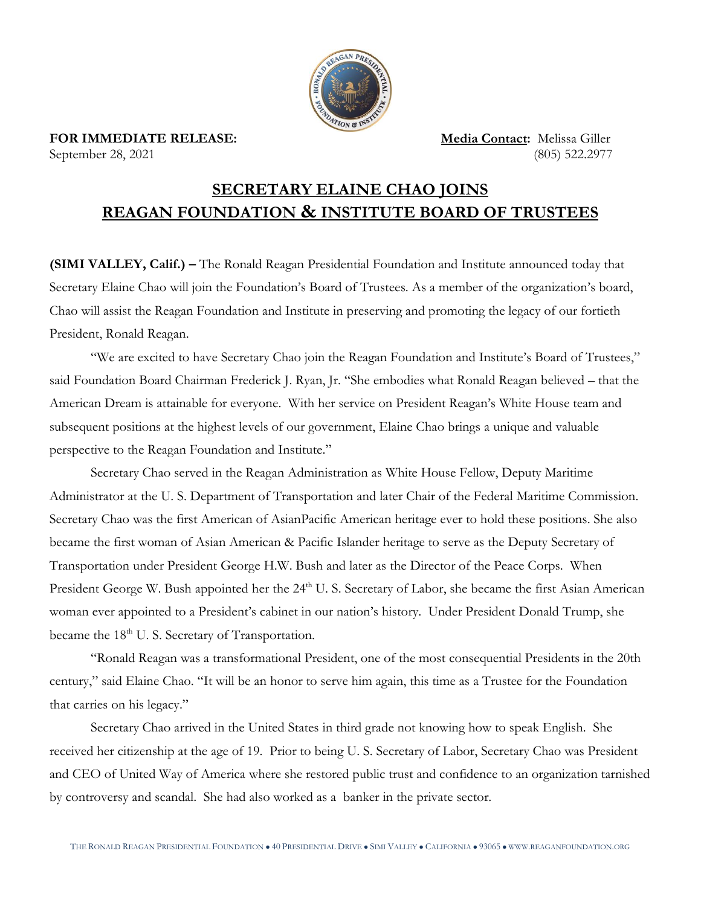**FOR IMMEDIATE RELEASE:**
September 28, 2021

**Media Contact:** Melissa Giller
(805) 522.2977

# SECRETARY ELAINE CHAO JOINS REAGAN FOUNDATION & INSTITUTE BOARD OF TRUSTEES

**(SIMI VALLEY, Calif.) –** The Ronald Reagan Presidential Foundation and Institute announced today that Secretary Elaine Chao will join the Foundation's Board of Trustees. As a member of the organization's board, Chao will assist the Reagan Foundation and Institute in preserving and promoting the legacy of our fortieth President, Ronald Reagan.

"We are excited to have Secretary Chao join the Reagan Foundation and Institute's Board of Trustees," said Foundation Board Chairman Frederick J. Ryan, Jr. "She embodies what Ronald Reagan believed – that the American Dream is attainable for everyone. With her service on President Reagan's White House team and subsequent positions at the highest levels of our government, Elaine Chao brings a unique and valuable perspective to the Reagan Foundation and Institute."

Secretary Chao served in the Reagan Administration as White House Fellow, Deputy Maritime Administrator at the U. S. Department of Transportation and later Chair of the Federal Maritime Commission. Secretary Chao was the first American of AsianPacific American heritage ever to hold these positions. She also became the first woman of Asian American & Pacific Islander heritage to serve as the Deputy Secretary of Transportation under President George H.W. Bush and later as the Director of the Peace Corps. When President George W. Bush appointed her the 24th U. S. Secretary of Labor, she became the first Asian American woman ever appointed to a President's cabinet in our nation's history. Under President Donald Trump, she became the 18th U. S. Secretary of Transportation.

"Ronald Reagan was a transformational President, one of the most consequential Presidents in the 20th century," said Elaine Chao. "It will be an honor to serve him again, this time as a Trustee for the Foundation that carries on his legacy."

Secretary Chao arrived in the United States in third grade not knowing how to speak English. She received her citizenship at the age of 19. Prior to being U. S. Secretary of Labor, Secretary Chao was President and CEO of United Way of America where she restored public trust and confidence to an organization tarnished by controversy and scandal. She had also worked as a banker in the private sector.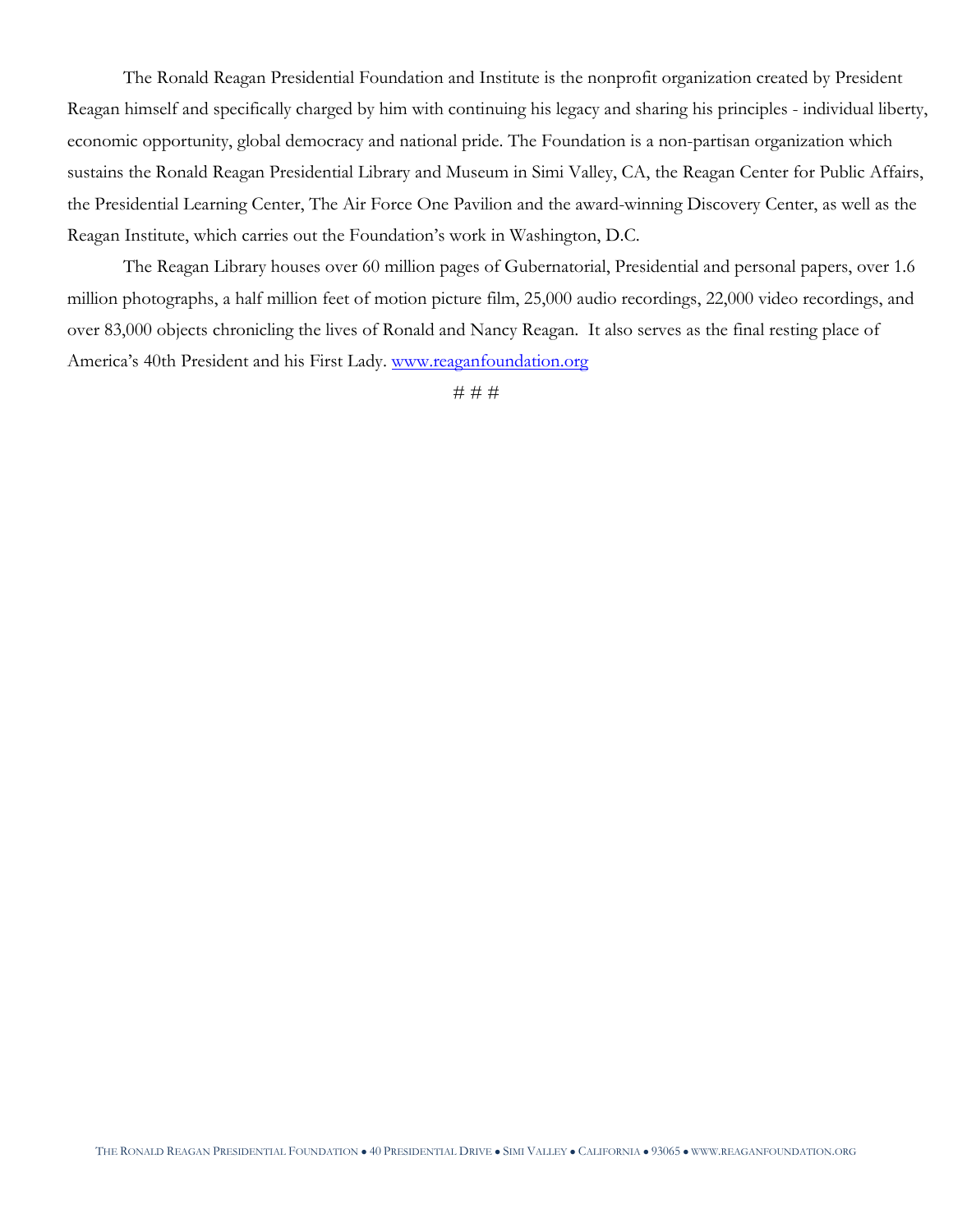The Ronald Reagan Presidential Foundation and Institute is the nonprofit organization created by President Reagan himself and specifically charged by him with continuing his legacy and sharing his principles - individual liberty, economic opportunity, global democracy and national pride. The Foundation is a non-partisan organization which sustains the Ronald Reagan Presidential Library and Museum in Simi Valley, CA, the Reagan Center for Public Affairs, the Presidential Learning Center, The Air Force One Pavilion and the award-winning Discovery Center, as well as the Reagan Institute, which carries out the Foundation's work in Washington, D.C.

The Reagan Library houses over 60 million pages of Gubernatorial, Presidential and personal papers, over 1.6 million photographs, a half million feet of motion picture film, 25,000 audio recordings, 22,000 video recordings, and over 83,000 objects chronicling the lives of Ronald and Nancy Reagan. It also serves as the final resting place of America's 40th President and his First Lady. www.reaganfoundation.org

# # #